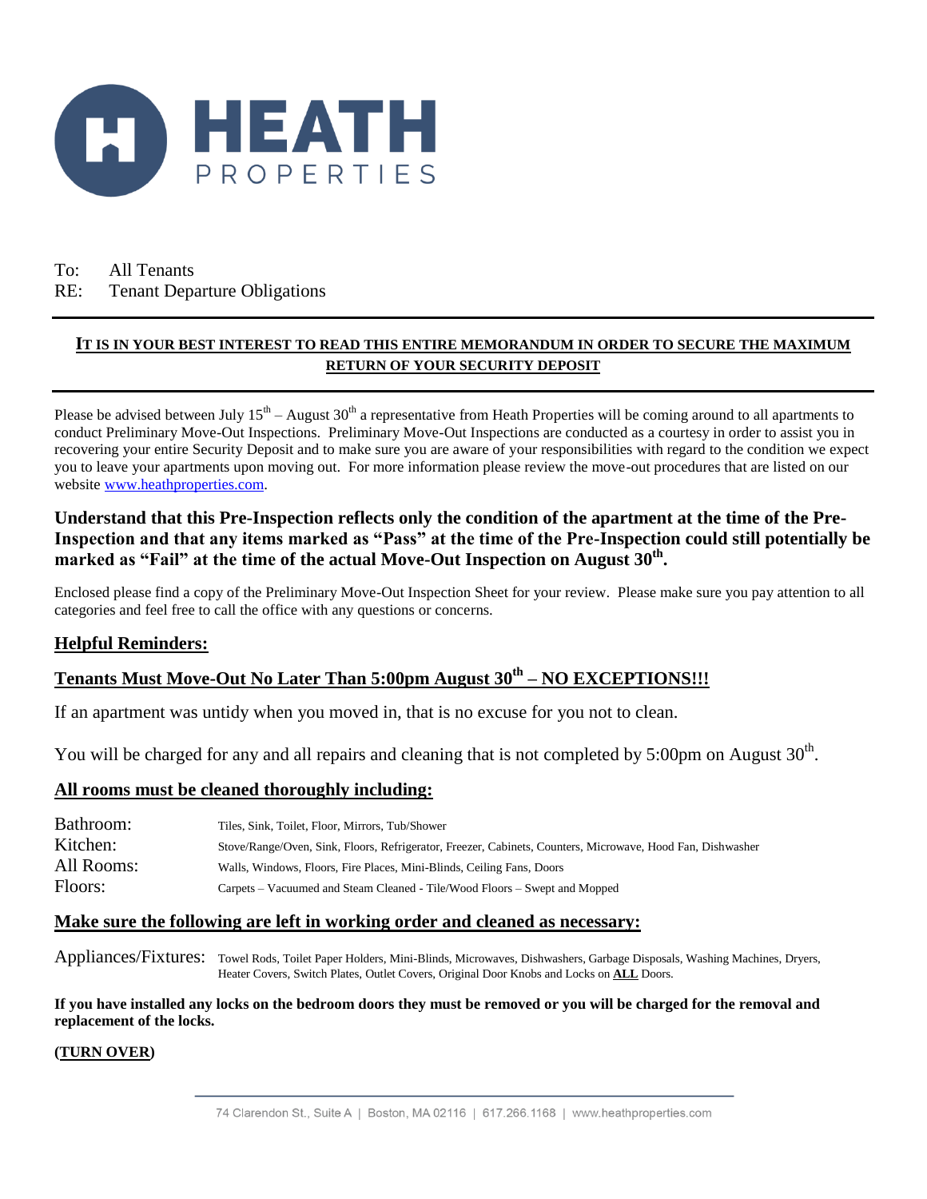# HEATH PROPERTIES

To: All Tenants

RE: Tenant Departure Obligations

---

**IT IS IN YOUR BEST INTEREST TO READ THIS ENTIRE MEMORANDUM IN ORDER TO SECURE THE MAXIMUM RETURN OF YOUR SECURITY DEPOSIT**

---

Please be advised between July 15th – August 30th a representative from Heath Properties will be coming around to all apartments to conduct Preliminary Move-Out Inspections. Preliminary Move-Out Inspections are conducted as a courtesy in order to assist you in recovering your entire Security Deposit and to make sure you are aware of your responsibilities with regard to the condition we expect you to leave your apartments upon moving out. For more information please review the move-out procedures that are listed on our website www.heathproperties.com.

**Understand that this Pre-Inspection reflects only the condition of the apartment at the time of the Pre-Inspection and that any items marked as "Pass" at the time of the Pre-Inspection could still potentially be marked as "Fail" at the time of the actual Move-Out Inspection on August 30th.**

Enclosed please find a copy of the Preliminary Move-Out Inspection Sheet for your review. Please make sure you pay attention to all categories and feel free to call the office with any questions or concerns.

## Helpful Reminders:

## Tenants Must Move-Out No Later Than 5:00pm August 30th – NO EXCEPTIONS!!!

If an apartment was untidy when you moved in, that is no excuse for you not to clean.

You will be charged for any and all repairs and cleaning that is not completed by 5:00pm on August 30th.

## All rooms must be cleaned thoroughly including:

| | |
|---|---|
| Bathroom: | Tiles, Sink, Toilet, Floor, Mirrors, Tub/Shower |
| Kitchen: | Stove/Range/Oven, Sink, Floors, Refrigerator, Freezer, Cabinets, Counters, Microwave, Hood Fan, Dishwasher |
| All Rooms: | Walls, Windows, Floors, Fire Places, Mini-Blinds, Ceiling Fans, Doors |
| Floors: | Carpets – Vacuumed and Steam Cleaned - Tile/Wood Floors – Swept and Mopped |

## Make sure the following are left in working order and cleaned as necessary:

Appliances/Fixtures: Towel Rods, Toilet Paper Holders, Mini-Blinds, Microwaves, Dishwashers, Garbage Disposals, Washing Machines, Dryers, Heater Covers, Switch Plates, Outlet Covers, Original Door Knobs and Locks on **ALL** Doors.

**If you have installed any locks on the bedroom doors they must be removed or you will be charged for the removal and replacement of the locks.**

**(TURN OVER)**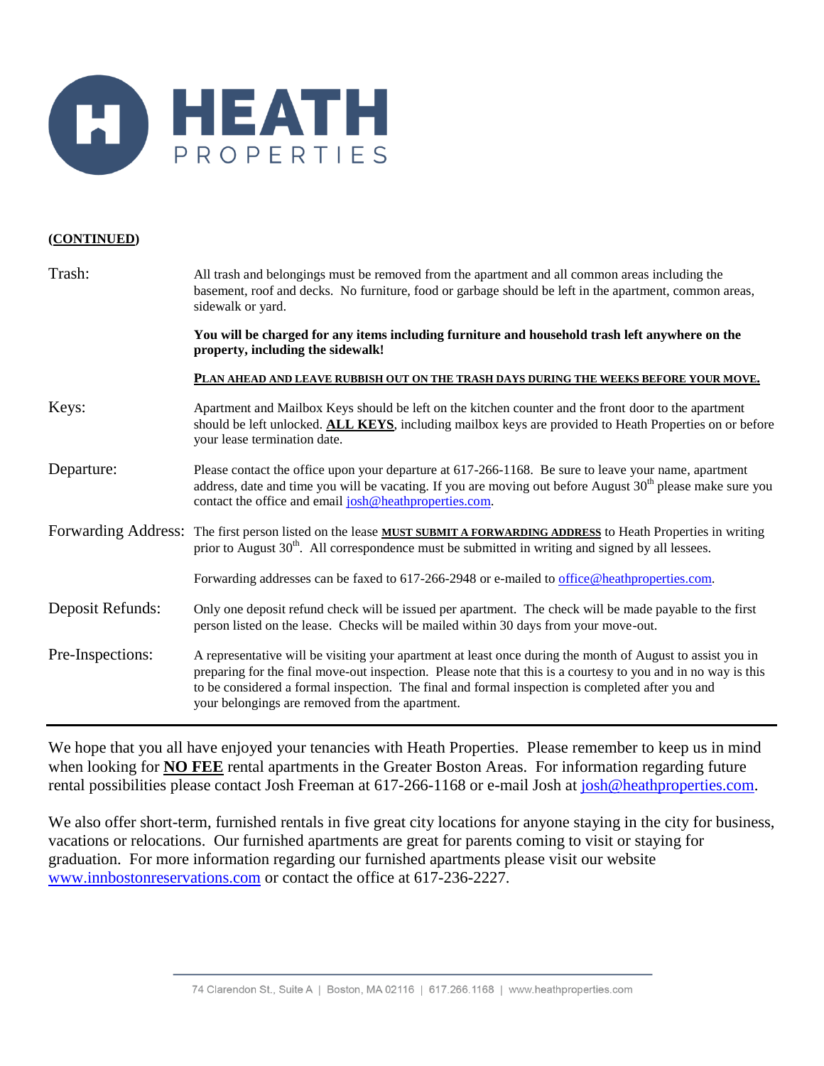HEATH PROPERTIES

**(CONTINUED)**

| | |
|---|---|
| Trash: | All trash and belongings must be removed from the apartment and all common areas including the basement, roof and decks. No furniture, food or garbage should be left in the apartment, common areas, sidewalk or yard.<br><br>**You will be charged for any items including furniture and household trash left anywhere on the property, including the sidewalk!**<br><br>**PLAN AHEAD AND LEAVE RUBBISH OUT ON THE TRASH DAYS DURING THE WEEKS BEFORE YOUR MOVE.** |
| Keys: | Apartment and Mailbox Keys should be left on the kitchen counter and the front door to the apartment should be left unlocked. **ALL KEYS**, including mailbox keys are provided to Heath Properties on or before your lease termination date. |
| Departure: | Please contact the office upon your departure at 617-266-1168. Be sure to leave your name, apartment address, date and time you will be vacating. If you are moving out before August 30th please make sure you contact the office and email josh@heathproperties.com. |
| Forwarding Address: | The first person listed on the lease **MUST SUBMIT A FORWARDING ADDRESS** to Heath Properties in writing prior to August 30th. All correspondence must be submitted in writing and signed by all lessees.<br><br>Forwarding addresses can be faxed to 617-266-2948 or e-mailed to office@heathproperties.com. |
| Deposit Refunds: | Only one deposit refund check will be issued per apartment. The check will be made payable to the first person listed on the lease. Checks will be mailed within 30 days from your move-out. |
| Pre-Inspections: | A representative will be visiting your apartment at least once during the month of August to assist you in preparing for the final move-out inspection. Please note that this is a courtesy to you and in no way is this to be considered a formal inspection. The final and formal inspection is completed after you and your belongings are removed from the apartment. |

---

We hope that you all have enjoyed your tenancies with Heath Properties. Please remember to keep us in mind when looking for **NO FEE** rental apartments in the Greater Boston Areas. For information regarding future rental possibilities please contact Josh Freeman at 617-266-1168 or e-mail Josh at josh@heathproperties.com.

We also offer short-term, furnished rentals in five great city locations for anyone staying in the city for business, vacations or relocations. Our furnished apartments are great for parents coming to visit or staying for graduation. For more information regarding our furnished apartments please visit our website www.innbostonreservations.com or contact the office at 617-236-2227.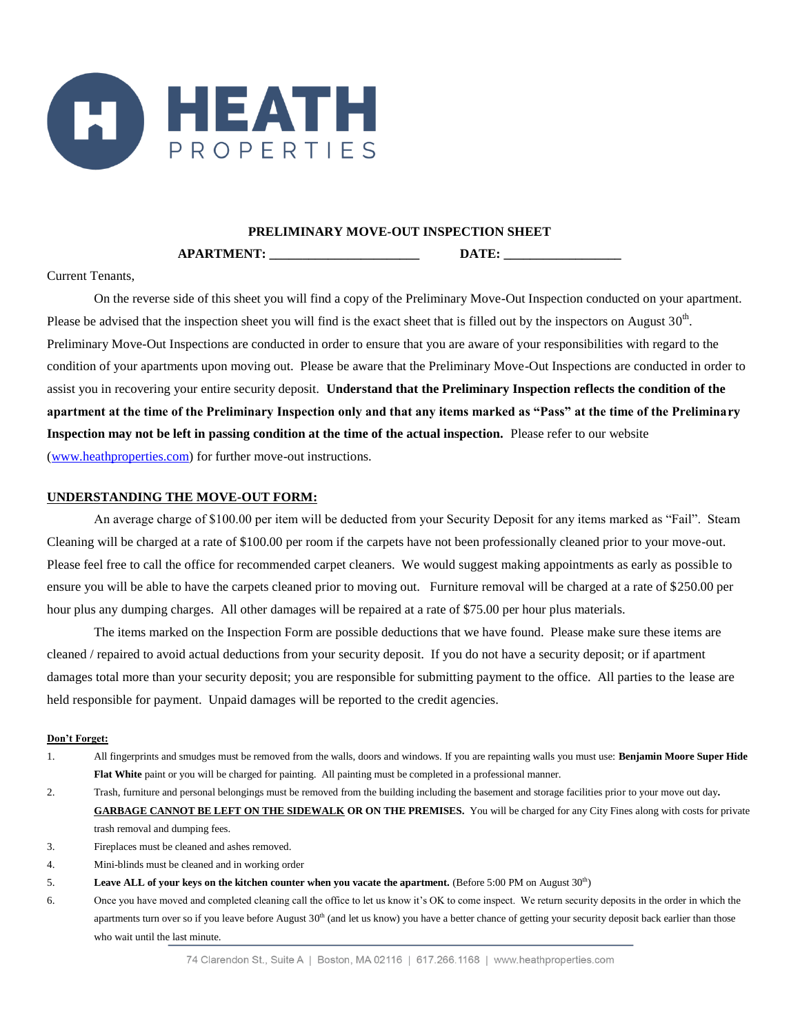**HEATH PROPERTIES**

**PRELIMINARY MOVE-OUT INSPECTION SHEET**

**APARTMENT: ______________________ DATE: _________________**

Current Tenants,

On the reverse side of this sheet you will find a copy of the Preliminary Move-Out Inspection conducted on your apartment. Please be advised that the inspection sheet you will find is the exact sheet that is filled out by the inspectors on August 30th. Preliminary Move-Out Inspections are conducted in order to ensure that you are aware of your responsibilities with regard to the condition of your apartments upon moving out. Please be aware that the Preliminary Move-Out Inspections are conducted in order to assist you in recovering your entire security deposit. **Understand that the Preliminary Inspection reflects the condition of the apartment at the time of the Preliminary Inspection only and that any items marked as "Pass" at the time of the Preliminary Inspection may not be left in passing condition at the time of the actual inspection.** Please refer to our website (www.heathproperties.com) for further move-out instructions.

## UNDERSTANDING THE MOVE-OUT FORM:

An average charge of $100.00 per item will be deducted from your Security Deposit for any items marked as "Fail". Steam Cleaning will be charged at a rate of $100.00 per room if the carpets have not been professionally cleaned prior to your move-out. Please feel free to call the office for recommended carpet cleaners. We would suggest making appointments as early as possible to ensure you will be able to have the carpets cleaned prior to moving out. Furniture removal will be charged at a rate of $250.00 per hour plus any dumping charges. All other damages will be repaired at a rate of $75.00 per hour plus materials.

The items marked on the Inspection Form are possible deductions that we have found. Please make sure these items are cleaned / repaired to avoid actual deductions from your security deposit. If you do not have a security deposit; or if apartment damages total more than your security deposit; you are responsible for submitting payment to the office. All parties to the lease are held responsible for payment. Unpaid damages will be reported to the credit agencies.

**Don't Forget:**

1. All fingerprints and smudges must be removed from the walls, doors and windows. If you are repainting walls you must use: **Benjamin Moore Super Hide Flat White** paint or you will be charged for painting. All painting must be completed in a professional manner.
2. Trash, furniture and personal belongings must be removed from the building including the basement and storage facilities prior to your move out day. **GARBAGE CANNOT BE LEFT ON THE SIDEWALK OR ON THE PREMISES.** You will be charged for any City Fines along with costs for private trash removal and dumping fees.
3. Fireplaces must be cleaned and ashes removed.
4. Mini-blinds must be cleaned and in working order
5. **Leave ALL of your keys on the kitchen counter when you vacate the apartment.** (Before 5:00 PM on August 30th)
6. Once you have moved and completed cleaning call the office to let us know it's OK to come inspect. We return security deposits in the order in which the apartments turn over so if you leave before August 30th (and let us know) you have a better chance of getting your security deposit back earlier than those who wait until the last minute.

74 Clarendon St., Suite A | Boston, MA 02116 | 617.266.1168 | www.heathproperties.com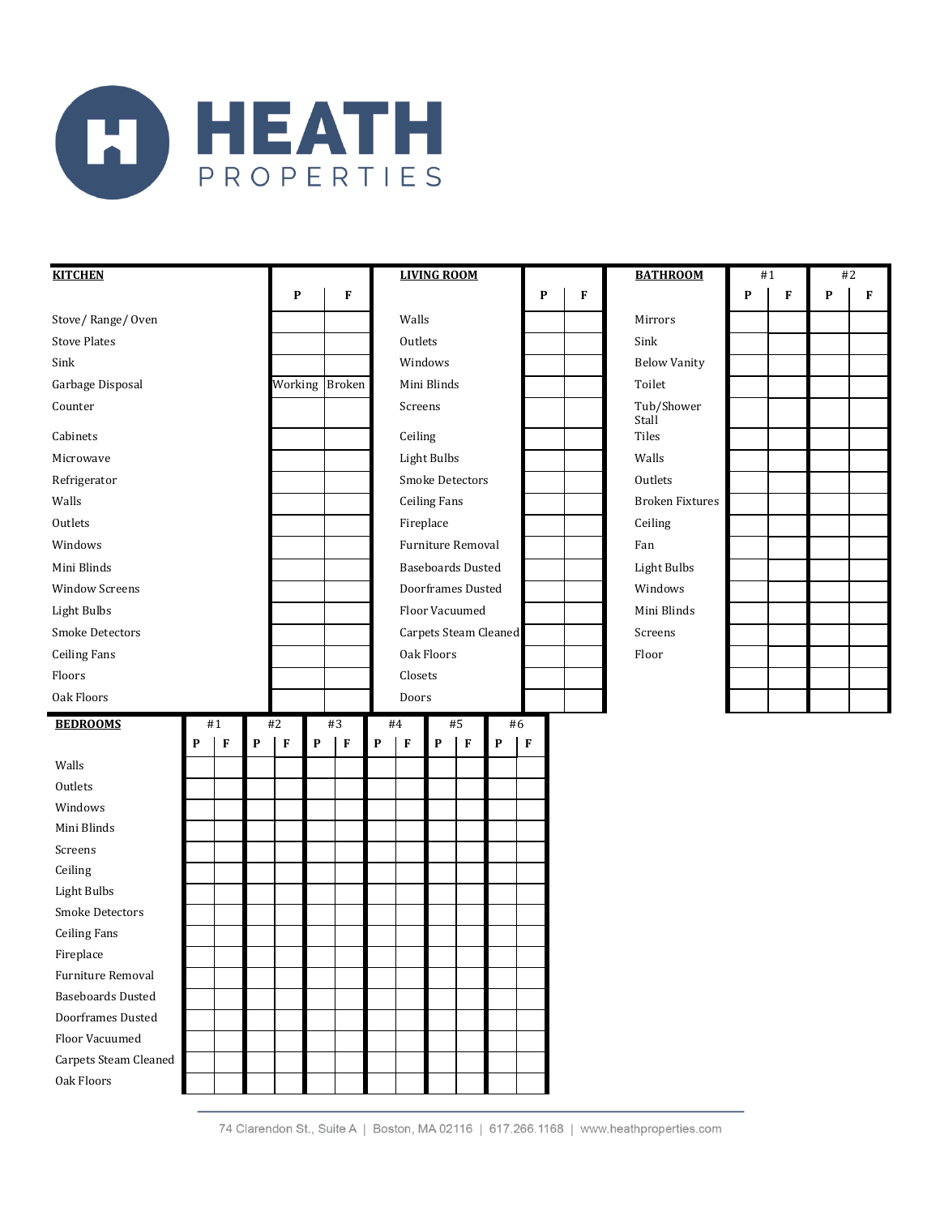# HEATH PROPERTIES

| KITCHEN | P | F |
|---|---|---|
| Stove/ Range/ Oven | | |
| Stove Plates | | |
| Sink | | |
| Garbage Disposal | Working | Broken |
| Counter | | |
| Cabinets | | |
| Microwave | | |
| Refrigerator | | |
| Walls | | |
| Outlets | | |
| Windows | | |
| Mini Blinds | | |
| Window Screens | | |
| Light Bulbs | | |
| Smoke Detectors | | |
| Ceiling Fans | | |
| Floors | | |
| Oak Floors | | |

| LIVING ROOM | P | F |
|---|---|---|
| Walls | | |
| Outlets | | |
| Windows | | |
| Mini Blinds | | |
| Screens | | |
| Ceiling | | |
| Light Bulbs | | |
| Smoke Detectors | | |
| Ceiling Fans | | |
| Fireplace | | |
| Furniture Removal | | |
| Baseboards Dusted | | |
| Doorframes Dusted | | |
| Floor Vacuumed | | |
| Carpets Steam Cleaned | | |
| Oak Floors | | |
| Closets | | |
| Doors | | |

| BATHROOM | #1 | | #2 | |
|---|---|---|---|---|
| | P | F | P | F |
| Mirrors | | | | |
| Sink | | | | |
| Below Vanity | | | | |
| Toilet | | | | |
| Tub/Shower Stall | | | | |
| Tiles | | | | |
| Walls | | | | |
| Outlets | | | | |
| Broken Fixtures | | | | |
| Ceiling | | | | |
| Fan | | | | |
| Light Bulbs | | | | |
| Windows | | | | |
| Mini Blinds | | | | |
| Screens | | | | |
| Floor | | | | |
| | | | | |
| | | | | |

| BEDROOMS | #1 | | #2 | | #3 | | #4 | | #5 | | #6 | |
|---|---|---|---|---|---|---|---|---|---|---|---|---|
| | P | F | P | F | P | F | P | F | P | F | P | F |
| Walls | | | | | | | | | | | | |
| Outlets | | | | | | | | | | | | |
| Windows | | | | | | | | | | | | |
| Mini Blinds | | | | | | | | | | | | |
| Screens | | | | | | | | | | | | |
| Ceiling | | | | | | | | | | | | |
| Light Bulbs | | | | | | | | | | | | |
| Smoke Detectors | | | | | | | | | | | | |
| Ceiling Fans | | | | | | | | | | | | |
| Fireplace | | | | | | | | | | | | |
| Furniture Removal | | | | | | | | | | | | |
| Baseboards Dusted | | | | | | | | | | | | |
| Doorframes Dusted | | | | | | | | | | | | |
| Floor Vacuumed | | | | | | | | | | | | |
| Carpets Steam Cleaned | | | | | | | | | | | | |
| Oak Floors | | | | | | | | | | | | |

74 Clarendon St., Suite A | Boston, MA 02116 | 617.266.1168 | www.heathproperties.com